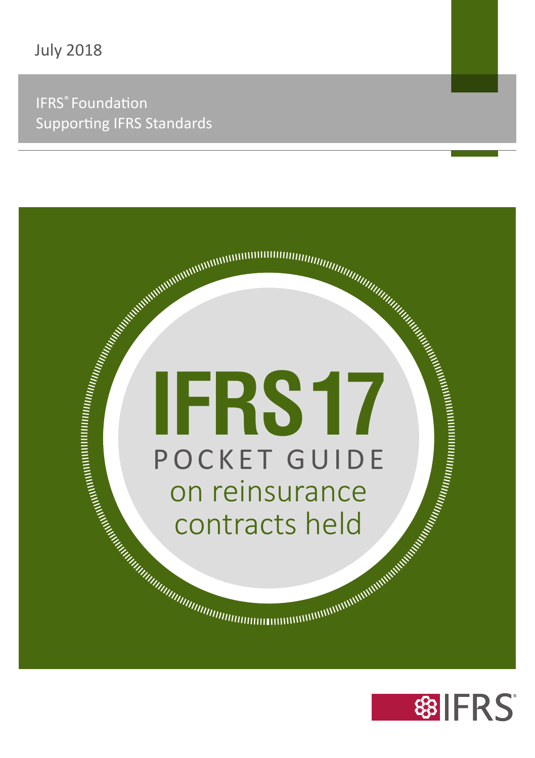July 2018

IFRS® Foundation
Supporting IFRS Standards

# IFRS 17

## POCKET GUIDE

## on reinsurance contracts held

IFRS®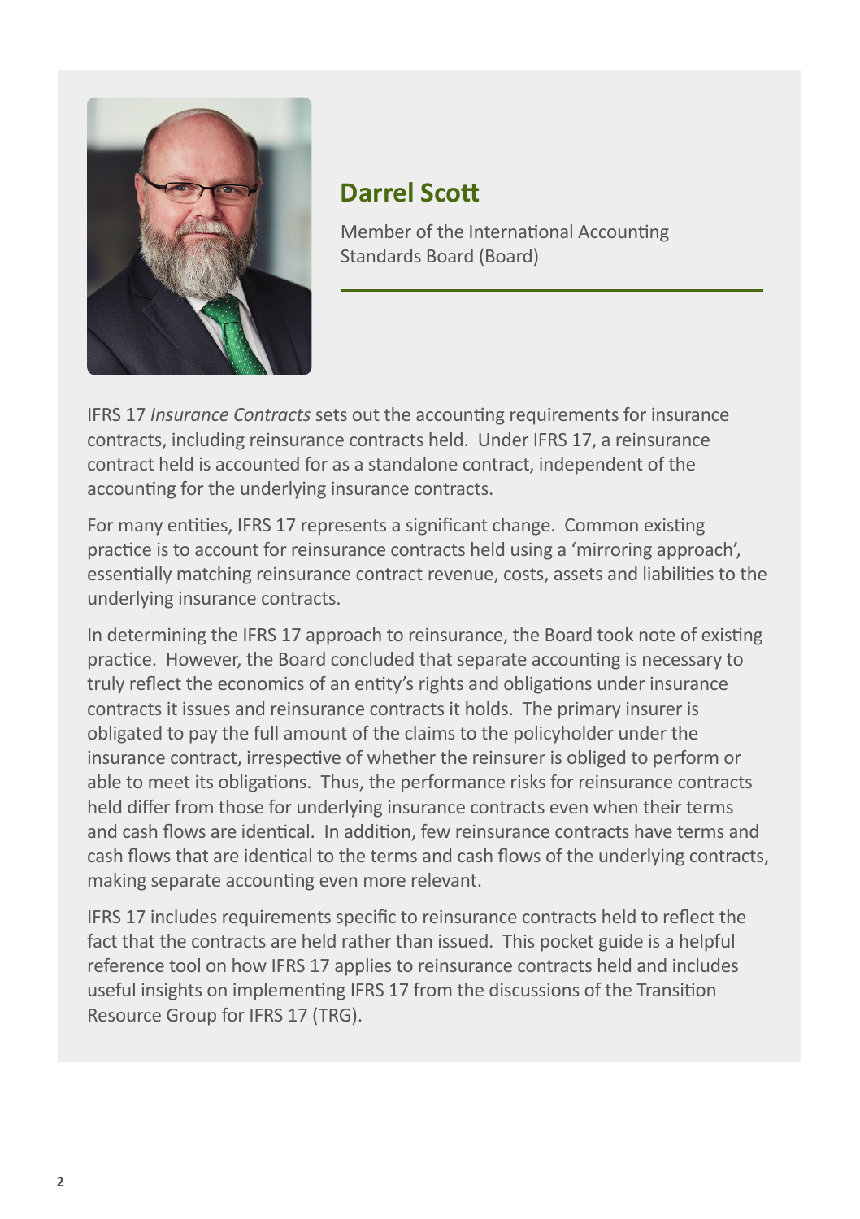## Darrel Scott

Member of the International Accounting Standards Board (Board)

IFRS 17 *Insurance Contracts* sets out the accounting requirements for insurance contracts, including reinsurance contracts held. Under IFRS 17, a reinsurance contract held is accounted for as a standalone contract, independent of the accounting for the underlying insurance contracts.

For many entities, IFRS 17 represents a significant change. Common existing practice is to account for reinsurance contracts held using a 'mirroring approach', essentially matching reinsurance contract revenue, costs, assets and liabilities to the underlying insurance contracts.

In determining the IFRS 17 approach to reinsurance, the Board took note of existing practice. However, the Board concluded that separate accounting is necessary to truly reflect the economics of an entity's rights and obligations under insurance contracts it issues and reinsurance contracts it holds. The primary insurer is obligated to pay the full amount of the claims to the policyholder under the insurance contract, irrespective of whether the reinsurer is obliged to perform or able to meet its obligations. Thus, the performance risks for reinsurance contracts held differ from those for underlying insurance contracts even when their terms and cash flows are identical. In addition, few reinsurance contracts have terms and cash flows that are identical to the terms and cash flows of the underlying contracts, making separate accounting even more relevant.

IFRS 17 includes requirements specific to reinsurance contracts held to reflect the fact that the contracts are held rather than issued. This pocket guide is a helpful reference tool on how IFRS 17 applies to reinsurance contracts held and includes useful insights on implementing IFRS 17 from the discussions of the Transition Resource Group for IFRS 17 (TRG).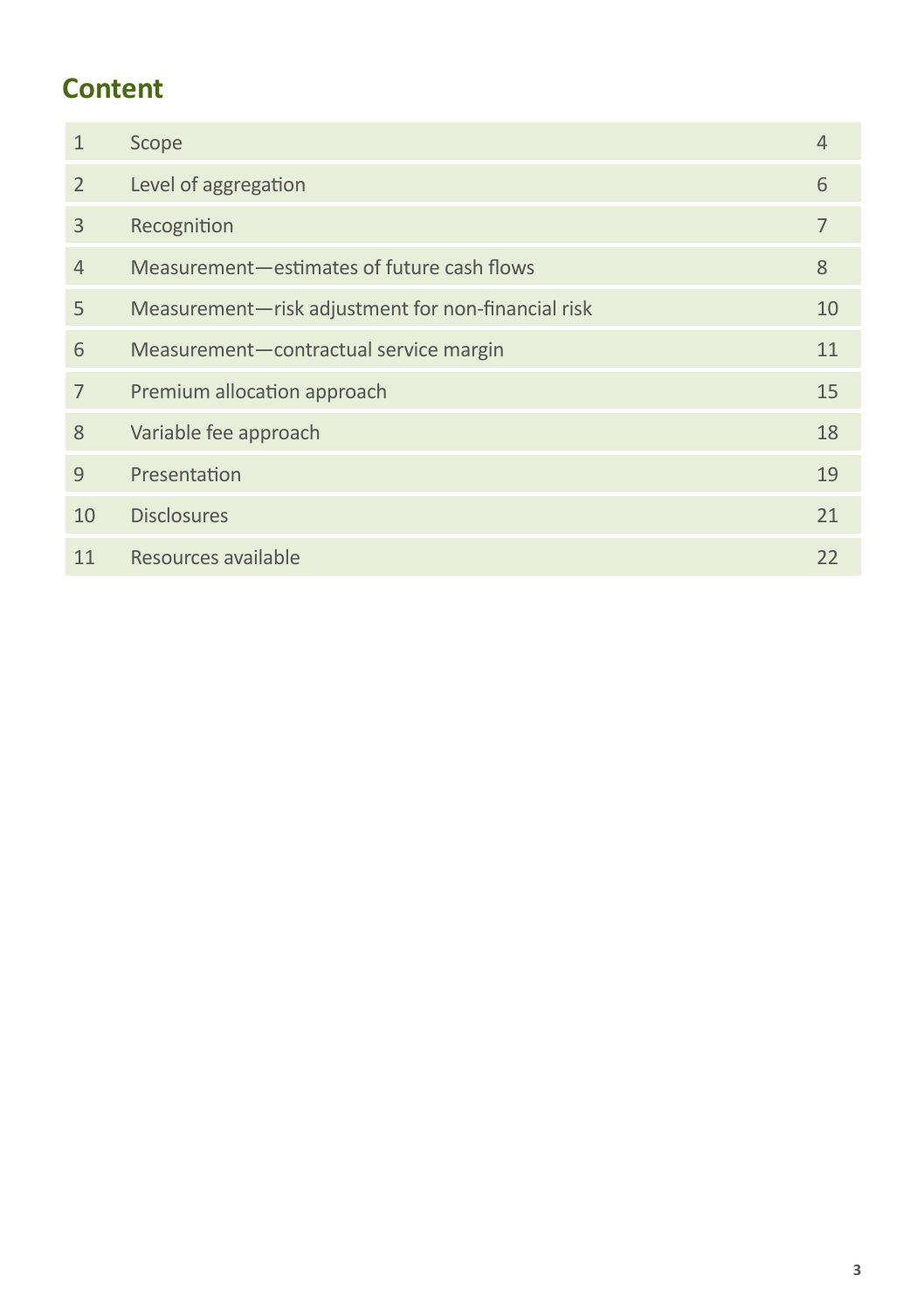## Content

| | | |
|---|---|---|
| 1 | Scope | 4 |
| 2 | Level of aggregation | 6 |
| 3 | Recognition | 7 |
| 4 | Measurement—estimates of future cash flows | 8 |
| 5 | Measurement—risk adjustment for non-financial risk | 10 |
| 6 | Measurement—contractual service margin | 11 |
| 7 | Premium allocation approach | 15 |
| 8 | Variable fee approach | 18 |
| 9 | Presentation | 19 |
| 10 | Disclosures | 21 |
| 11 | Resources available | 22 |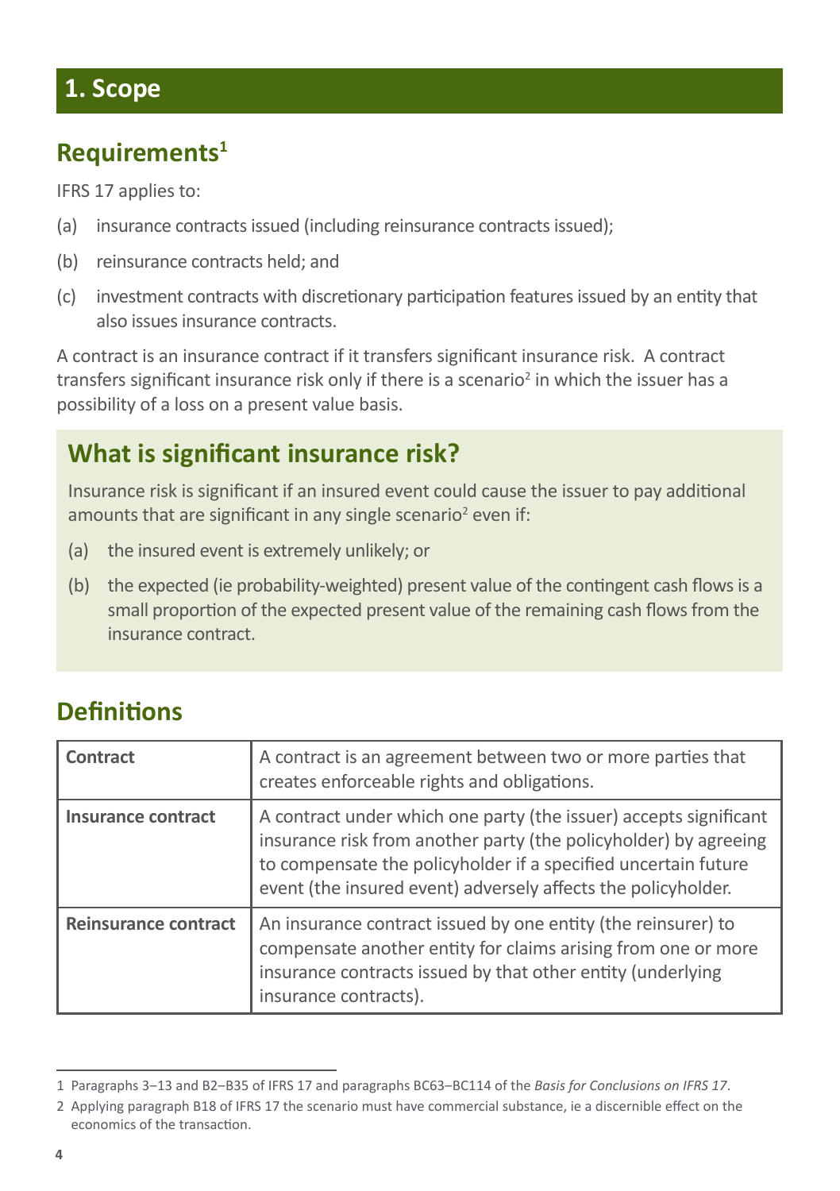# 1. Scope

## Requirements[1]

IFRS 17 applies to:

(a) insurance contracts issued (including reinsurance contracts issued);

(b) reinsurance contracts held; and

(c) investment contracts with discretionary participation features issued by an entity that also issues insurance contracts.

A contract is an insurance contract if it transfers significant insurance risk. A contract transfers significant insurance risk only if there is a scenario[2] in which the issuer has a possibility of a loss on a present value basis.

### What is significant insurance risk?

Insurance risk is significant if an insured event could cause the issuer to pay additional amounts that are significant in any single scenario[2] even if:

(a) the insured event is extremely unlikely; or

(b) the expected (ie probability-weighted) present value of the contingent cash flows is a small proportion of the expected present value of the remaining cash flows from the insurance contract.

## Definitions

| | |
|---|---|
| **Contract** | A contract is an agreement between two or more parties that creates enforceable rights and obligations. |
| **Insurance contract** | A contract under which one party (the issuer) accepts significant insurance risk from another party (the policyholder) by agreeing to compensate the policyholder if a specified uncertain future event (the insured event) adversely affects the policyholder. |
| **Reinsurance contract** | An insurance contract issued by one entity (the reinsurer) to compensate another entity for claims arising from one or more insurance contracts issued by that other entity (underlying insurance contracts). |

1 Paragraphs 3–13 and B2–B35 of IFRS 17 and paragraphs BC63–BC114 of the *Basis for Conclusions on IFRS 17*.

2 Applying paragraph B18 of IFRS 17 the scenario must have commercial substance, ie a discernible effect on the economics of the transaction.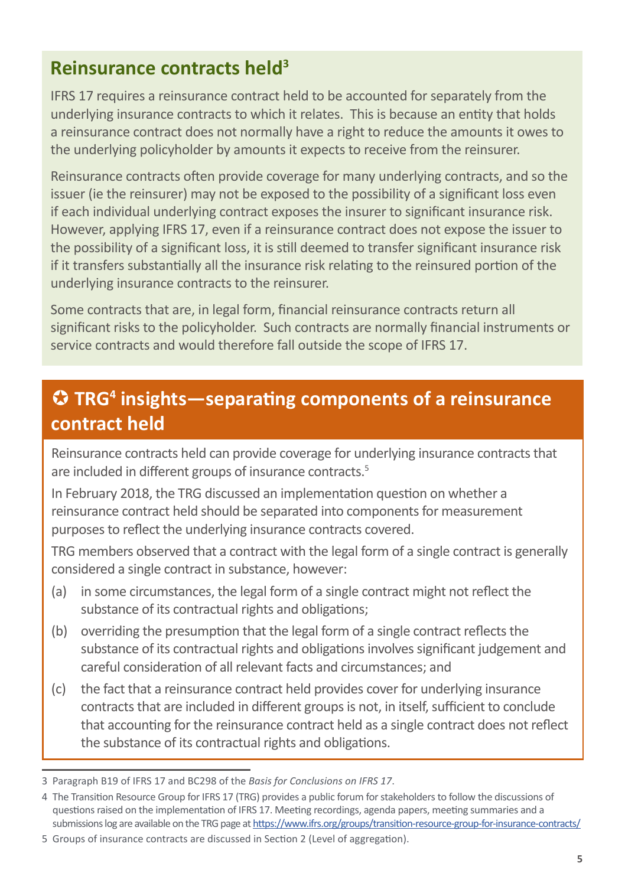## Reinsurance contracts held[3]

IFRS 17 requires a reinsurance contract held to be accounted for separately from the underlying insurance contracts to which it relates. This is because an entity that holds a reinsurance contract does not normally have a right to reduce the amounts it owes to the underlying policyholder by amounts it expects to receive from the reinsurer.

Reinsurance contracts often provide coverage for many underlying contracts, and so the issuer (ie the reinsurer) may not be exposed to the possibility of a significant loss even if each individual underlying contract exposes the insurer to significant insurance risk. However, applying IFRS 17, even if a reinsurance contract does not expose the issuer to the possibility of a significant loss, it is still deemed to transfer significant insurance risk if it transfers substantially all the insurance risk relating to the reinsured portion of the underlying insurance contracts to the reinsurer.

Some contracts that are, in legal form, financial reinsurance contracts return all significant risks to the policyholder. Such contracts are normally financial instruments or service contracts and would therefore fall outside the scope of IFRS 17.

## ✪ TRG[4] insights—separating components of a reinsurance contract held

Reinsurance contracts held can provide coverage for underlying insurance contracts that are included in different groups of insurance contracts.[5]

In February 2018, the TRG discussed an implementation question on whether a reinsurance contract held should be separated into components for measurement purposes to reflect the underlying insurance contracts covered.

TRG members observed that a contract with the legal form of a single contract is generally considered a single contract in substance, however:

(a) in some circumstances, the legal form of a single contract might not reflect the substance of its contractual rights and obligations;

(b) overriding the presumption that the legal form of a single contract reflects the substance of its contractual rights and obligations involves significant judgement and careful consideration of all relevant facts and circumstances; and

(c) the fact that a reinsurance contract held provides cover for underlying insurance contracts that are included in different groups is not, in itself, sufficient to conclude that accounting for the reinsurance contract held as a single contract does not reflect the substance of its contractual rights and obligations.

---

3 Paragraph B19 of IFRS 17 and BC298 of the *Basis for Conclusions on IFRS 17*.

4 The Transition Resource Group for IFRS 17 (TRG) provides a public forum for stakeholders to follow the discussions of questions raised on the implementation of IFRS 17. Meeting recordings, agenda papers, meeting summaries and a submissions log are available on the TRG page at https://www.ifrs.org/groups/transition-resource-group-for-insurance-contracts/

5 Groups of insurance contracts are discussed in Section 2 (Level of aggregation).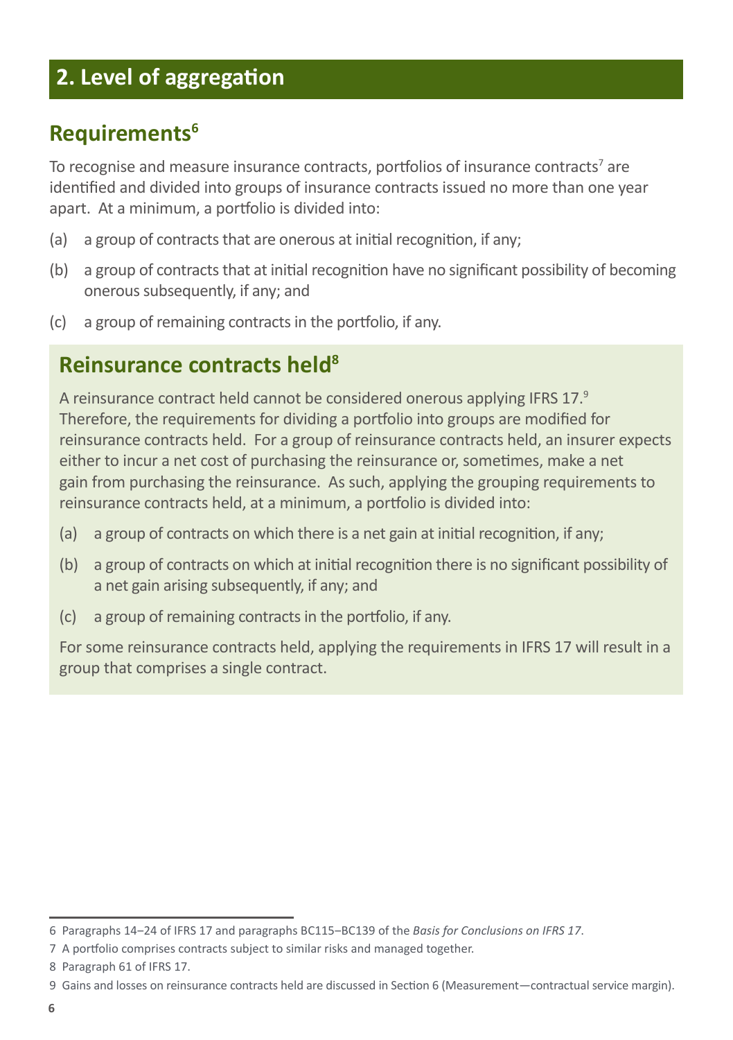## 2. Level of aggregation

### Requirements[6]

To recognise and measure insurance contracts, portfolios of insurance contracts[7] are identified and divided into groups of insurance contracts issued no more than one year apart. At a minimum, a portfolio is divided into:

(a) a group of contracts that are onerous at initial recognition, if any;

(b) a group of contracts that at initial recognition have no significant possibility of becoming onerous subsequently, if any; and

(c) a group of remaining contracts in the portfolio, if any.

### Reinsurance contracts held[8]

A reinsurance contract held cannot be considered onerous applying IFRS 17.[9] Therefore, the requirements for dividing a portfolio into groups are modified for reinsurance contracts held. For a group of reinsurance contracts held, an insurer expects either to incur a net cost of purchasing the reinsurance or, sometimes, make a net gain from purchasing the reinsurance. As such, applying the grouping requirements to reinsurance contracts held, at a minimum, a portfolio is divided into:

(a) a group of contracts on which there is a net gain at initial recognition, if any;

(b) a group of contracts on which at initial recognition there is no significant possibility of a net gain arising subsequently, if any; and

(c) a group of remaining contracts in the portfolio, if any.

For some reinsurance contracts held, applying the requirements in IFRS 17 will result in a group that comprises a single contract.

---

6 Paragraphs 14–24 of IFRS 17 and paragraphs BC115–BC139 of the *Basis for Conclusions on IFRS 17*.

7 A portfolio comprises contracts subject to similar risks and managed together.

8 Paragraph 61 of IFRS 17.

9 Gains and losses on reinsurance contracts held are discussed in Section 6 (Measurement—contractual service margin).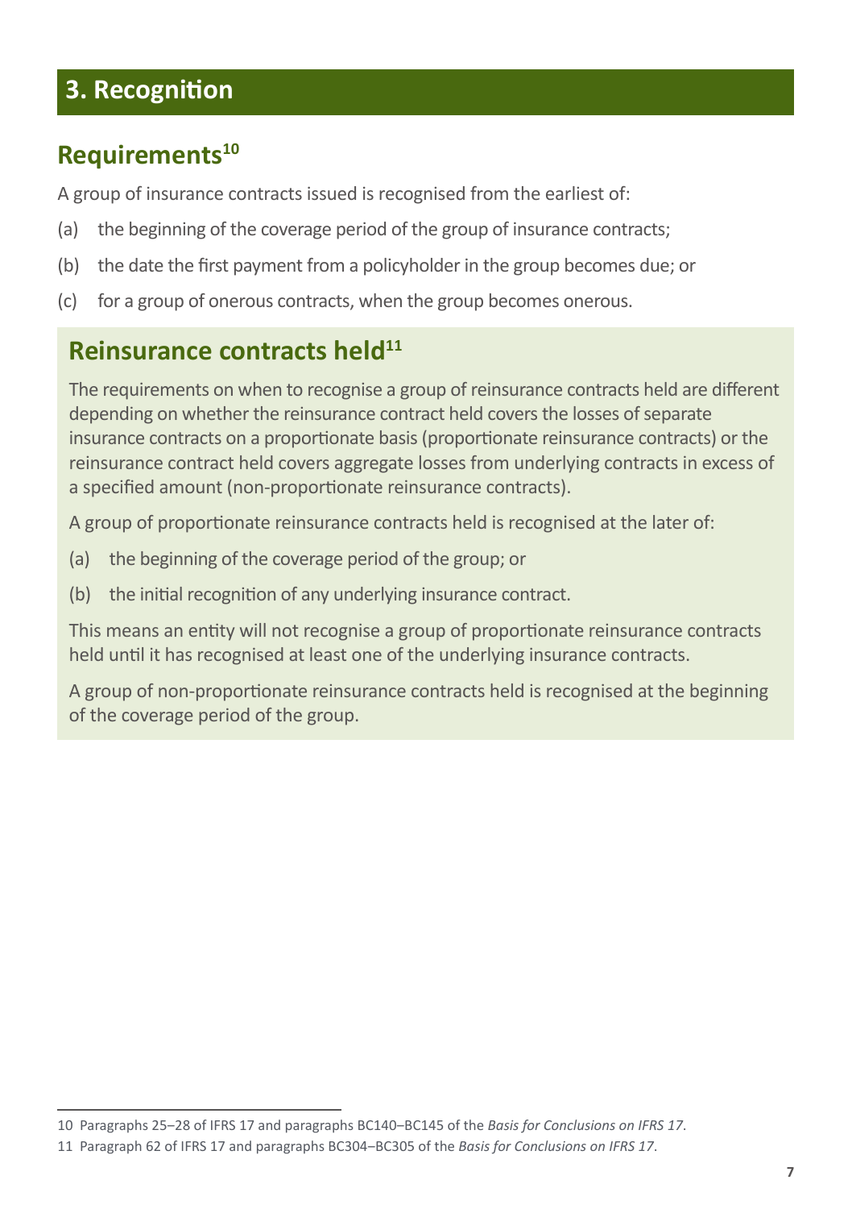# 3. Recognition

## Requirements[10]

A group of insurance contracts issued is recognised from the earliest of:

(a) the beginning of the coverage period of the group of insurance contracts;

(b) the date the first payment from a policyholder in the group becomes due; or

(c) for a group of onerous contracts, when the group becomes onerous.

## Reinsurance contracts held[11]

The requirements on when to recognise a group of reinsurance contracts held are different depending on whether the reinsurance contract held covers the losses of separate insurance contracts on a proportionate basis (proportionate reinsurance contracts) or the reinsurance contract held covers aggregate losses from underlying contracts in excess of a specified amount (non-proportionate reinsurance contracts).

A group of proportionate reinsurance contracts held is recognised at the later of:

(a) the beginning of the coverage period of the group; or

(b) the initial recognition of any underlying insurance contract.

This means an entity will not recognise a group of proportionate reinsurance contracts held until it has recognised at least one of the underlying insurance contracts.

A group of non-proportionate reinsurance contracts held is recognised at the beginning of the coverage period of the group.

---

10 Paragraphs 25–28 of IFRS 17 and paragraphs BC140–BC145 of the *Basis for Conclusions on IFRS 17*.

11 Paragraph 62 of IFRS 17 and paragraphs BC304–BC305 of the *Basis for Conclusions on IFRS 17*.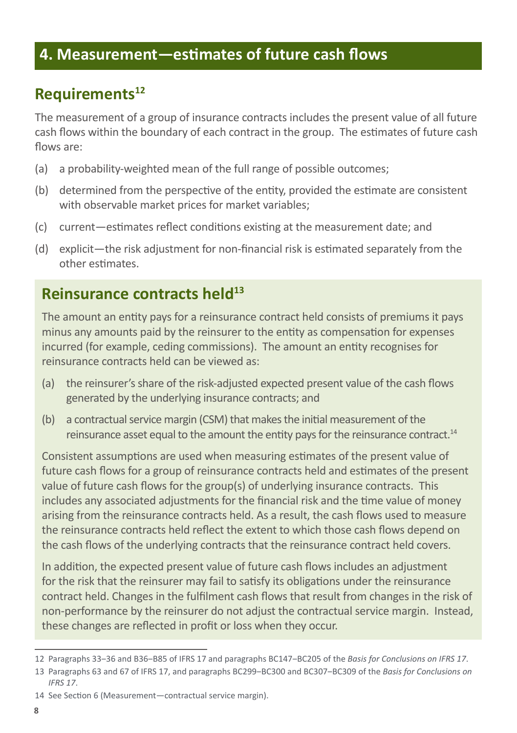# 4. Measurement—estimates of future cash flows

## Requirements[12]

The measurement of a group of insurance contracts includes the present value of all future cash flows within the boundary of each contract in the group. The estimates of future cash flows are:

(a) a probability-weighted mean of the full range of possible outcomes;

(b) determined from the perspective of the entity, provided the estimate are consistent with observable market prices for market variables;

(c) current—estimates reflect conditions existing at the measurement date; and

(d) explicit—the risk adjustment for non-financial risk is estimated separately from the other estimates.

## Reinsurance contracts held[13]

The amount an entity pays for a reinsurance contract held consists of premiums it pays minus any amounts paid by the reinsurer to the entity as compensation for expenses incurred (for example, ceding commissions). The amount an entity recognises for reinsurance contracts held can be viewed as:

(a) the reinsurer's share of the risk-adjusted expected present value of the cash flows generated by the underlying insurance contracts; and

(b) a contractual service margin (CSM) that makes the initial measurement of the reinsurance asset equal to the amount the entity pays for the reinsurance contract.[14]

Consistent assumptions are used when measuring estimates of the present value of future cash flows for a group of reinsurance contracts held and estimates of the present value of future cash flows for the group(s) of underlying insurance contracts. This includes any associated adjustments for the financial risk and the time value of money arising from the reinsurance contracts held. As a result, the cash flows used to measure the reinsurance contracts held reflect the extent to which those cash flows depend on the cash flows of the underlying contracts that the reinsurance contract held covers.

In addition, the expected present value of future cash flows includes an adjustment for the risk that the reinsurer may fail to satisfy its obligations under the reinsurance contract held. Changes in the fulfilment cash flows that result from changes in the risk of non-performance by the reinsurer do not adjust the contractual service margin. Instead, these changes are reflected in profit or loss when they occur.

---

12 Paragraphs 33–36 and B36–B85 of IFRS 17 and paragraphs BC147–BC205 of the *Basis for Conclusions on IFRS 17*.

13 Paragraphs 63 and 67 of IFRS 17, and paragraphs BC299–BC300 and BC307–BC309 of the *Basis for Conclusions on IFRS 17*.

14 See Section 6 (Measurement—contractual service margin).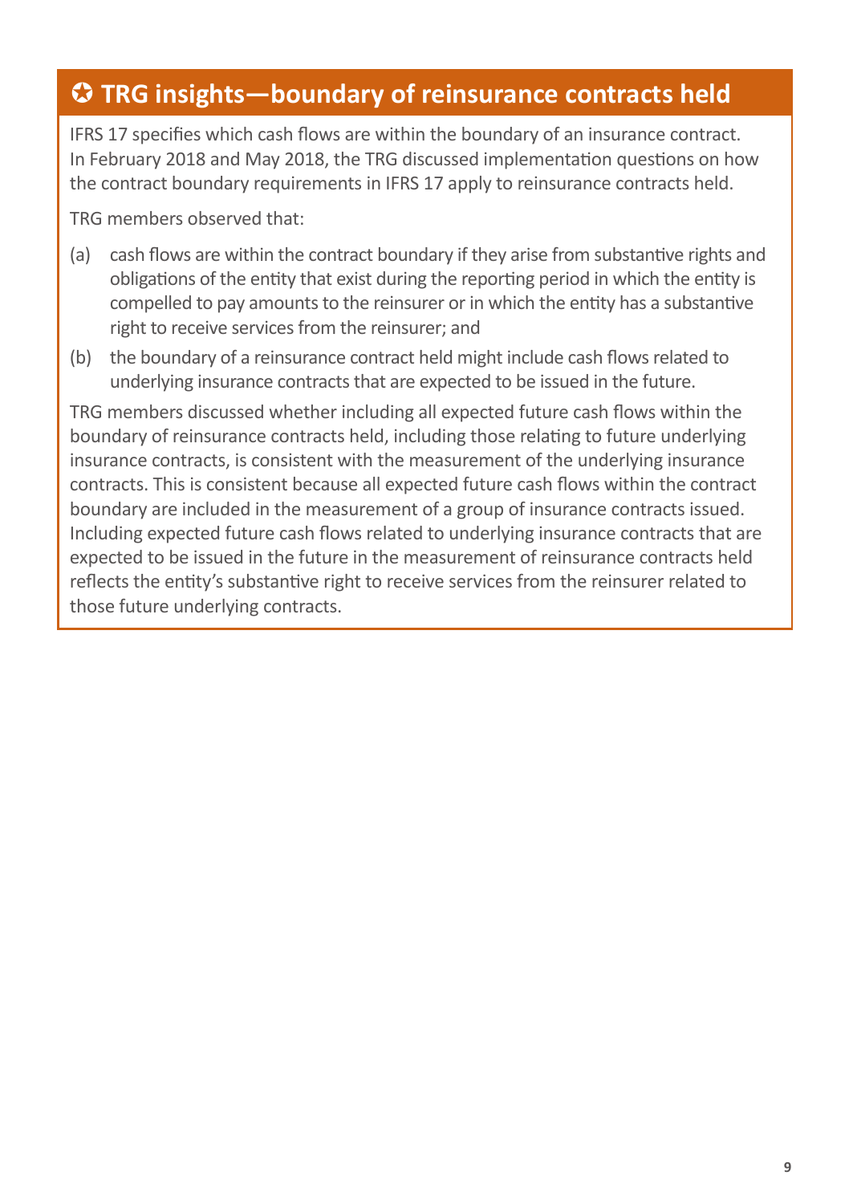## ✪ TRG insights—boundary of reinsurance contracts held

IFRS 17 specifies which cash flows are within the boundary of an insurance contract. In February 2018 and May 2018, the TRG discussed implementation questions on how the contract boundary requirements in IFRS 17 apply to reinsurance contracts held.

TRG members observed that:

(a) cash flows are within the contract boundary if they arise from substantive rights and obligations of the entity that exist during the reporting period in which the entity is compelled to pay amounts to the reinsurer or in which the entity has a substantive right to receive services from the reinsurer; and

(b) the boundary of a reinsurance contract held might include cash flows related to underlying insurance contracts that are expected to be issued in the future.

TRG members discussed whether including all expected future cash flows within the boundary of reinsurance contracts held, including those relating to future underlying insurance contracts, is consistent with the measurement of the underlying insurance contracts. This is consistent because all expected future cash flows within the contract boundary are included in the measurement of a group of insurance contracts issued. Including expected future cash flows related to underlying insurance contracts that are expected to be issued in the future in the measurement of reinsurance contracts held reflects the entity's substantive right to receive services from the reinsurer related to those future underlying contracts.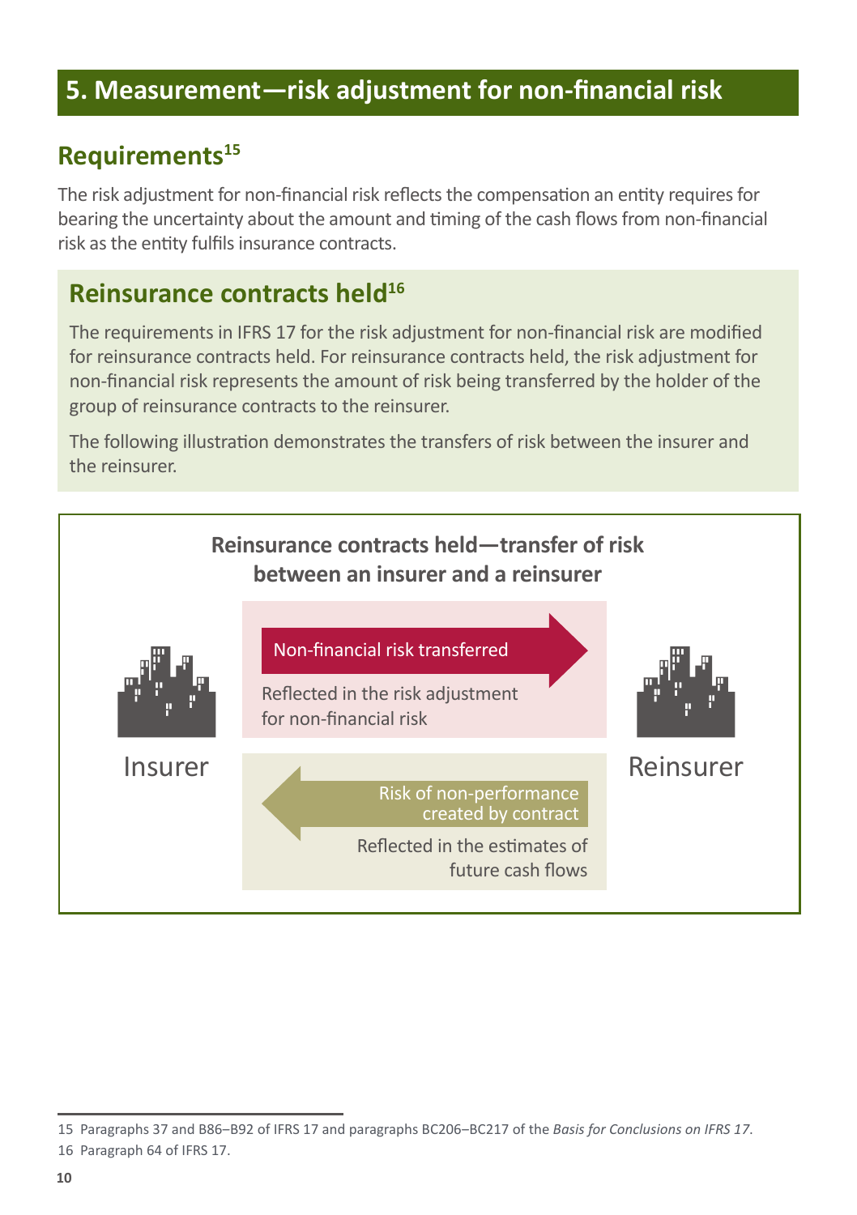# 5. Measurement—risk adjustment for non-financial risk

## Requirements[15]

The risk adjustment for non-financial risk reflects the compensation an entity requires for bearing the uncertainty about the amount and timing of the cash flows from non-financial risk as the entity fulfils insurance contracts.

## Reinsurance contracts held[16]

The requirements in IFRS 17 for the risk adjustment for non-financial risk are modified for reinsurance contracts held. For reinsurance contracts held, the risk adjustment for non-financial risk represents the amount of risk being transferred by the holder of the group of reinsurance contracts to the reinsurer.

The following illustration demonstrates the transfers of risk between the insurer and the reinsurer.

**Reinsurance contracts held—transfer of risk between an insurer and a reinsurer**

Insurer → Reinsurer: Non-financial risk transferred
Reflected in the risk adjustment for non-financial risk

Reinsurer → Insurer: Risk of non-performance created by contract
Reflected in the estimates of future cash flows

---

15 Paragraphs 37 and B86–B92 of IFRS 17 and paragraphs BC206–BC217 of the *Basis for Conclusions on IFRS 17*.

16 Paragraph 64 of IFRS 17.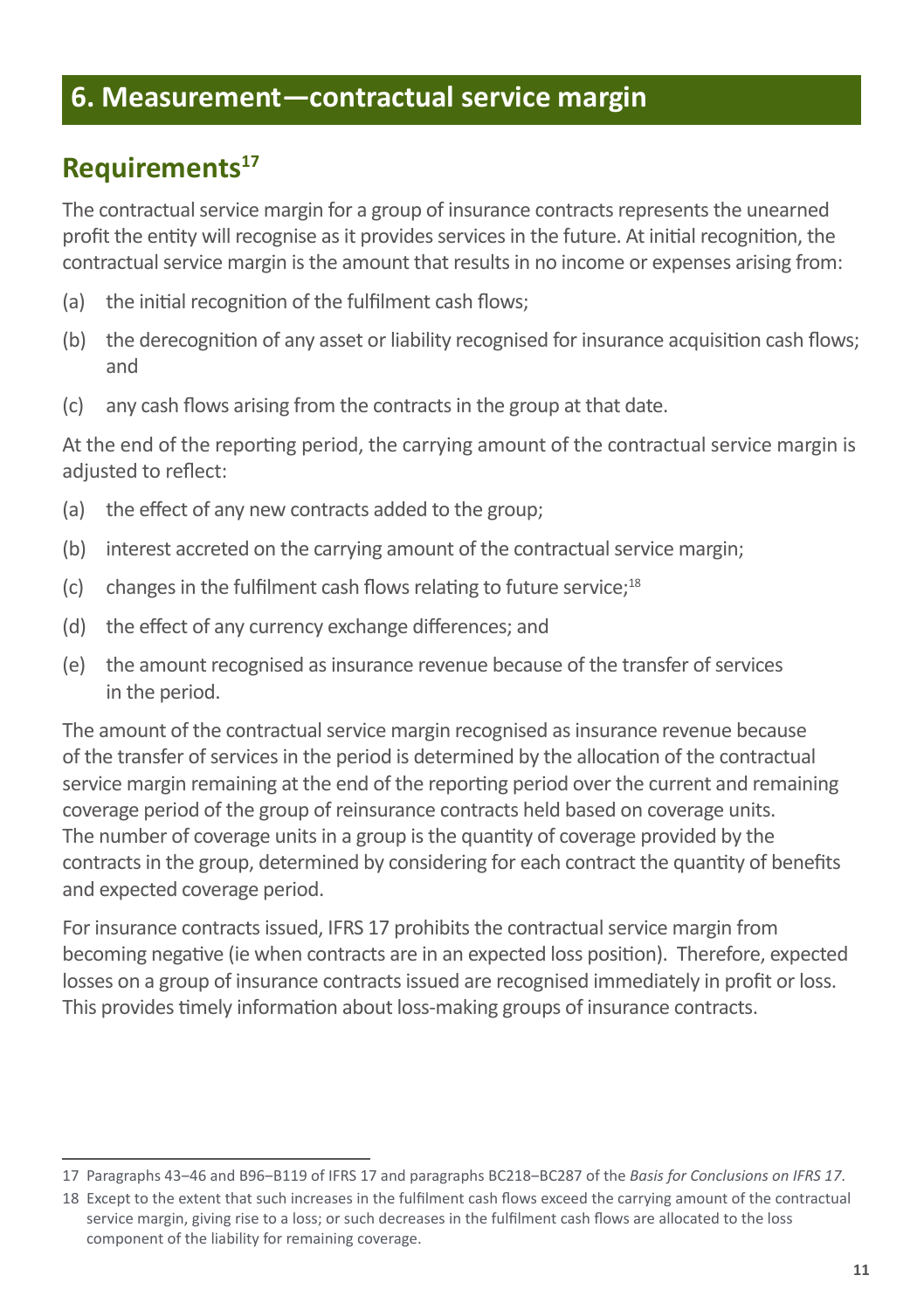# 6. Measurement—contractual service margin

## Requirements[17]

The contractual service margin for a group of insurance contracts represents the unearned profit the entity will recognise as it provides services in the future. At initial recognition, the contractual service margin is the amount that results in no income or expenses arising from:

(a) the initial recognition of the fulfilment cash flows;

(b) the derecognition of any asset or liability recognised for insurance acquisition cash flows; and

(c) any cash flows arising from the contracts in the group at that date.

At the end of the reporting period, the carrying amount of the contractual service margin is adjusted to reflect:

(a) the effect of any new contracts added to the group;

(b) interest accreted on the carrying amount of the contractual service margin;

(c) changes in the fulfilment cash flows relating to future service;[18]

(d) the effect of any currency exchange differences; and

(e) the amount recognised as insurance revenue because of the transfer of services in the period.

The amount of the contractual service margin recognised as insurance revenue because of the transfer of services in the period is determined by the allocation of the contractual service margin remaining at the end of the reporting period over the current and remaining coverage period of the group of reinsurance contracts held based on coverage units. The number of coverage units in a group is the quantity of coverage provided by the contracts in the group, determined by considering for each contract the quantity of benefits and expected coverage period.

For insurance contracts issued, IFRS 17 prohibits the contractual service margin from becoming negative (ie when contracts are in an expected loss position). Therefore, expected losses on a group of insurance contracts issued are recognised immediately in profit or loss. This provides timely information about loss-making groups of insurance contracts.

---

17 Paragraphs 43–46 and B96–B119 of IFRS 17 and paragraphs BC218–BC287 of the *Basis for Conclusions on IFRS 17*.

18 Except to the extent that such increases in the fulfilment cash flows exceed the carrying amount of the contractual service margin, giving rise to a loss; or such decreases in the fulfilment cash flows are allocated to the loss component of the liability for remaining coverage.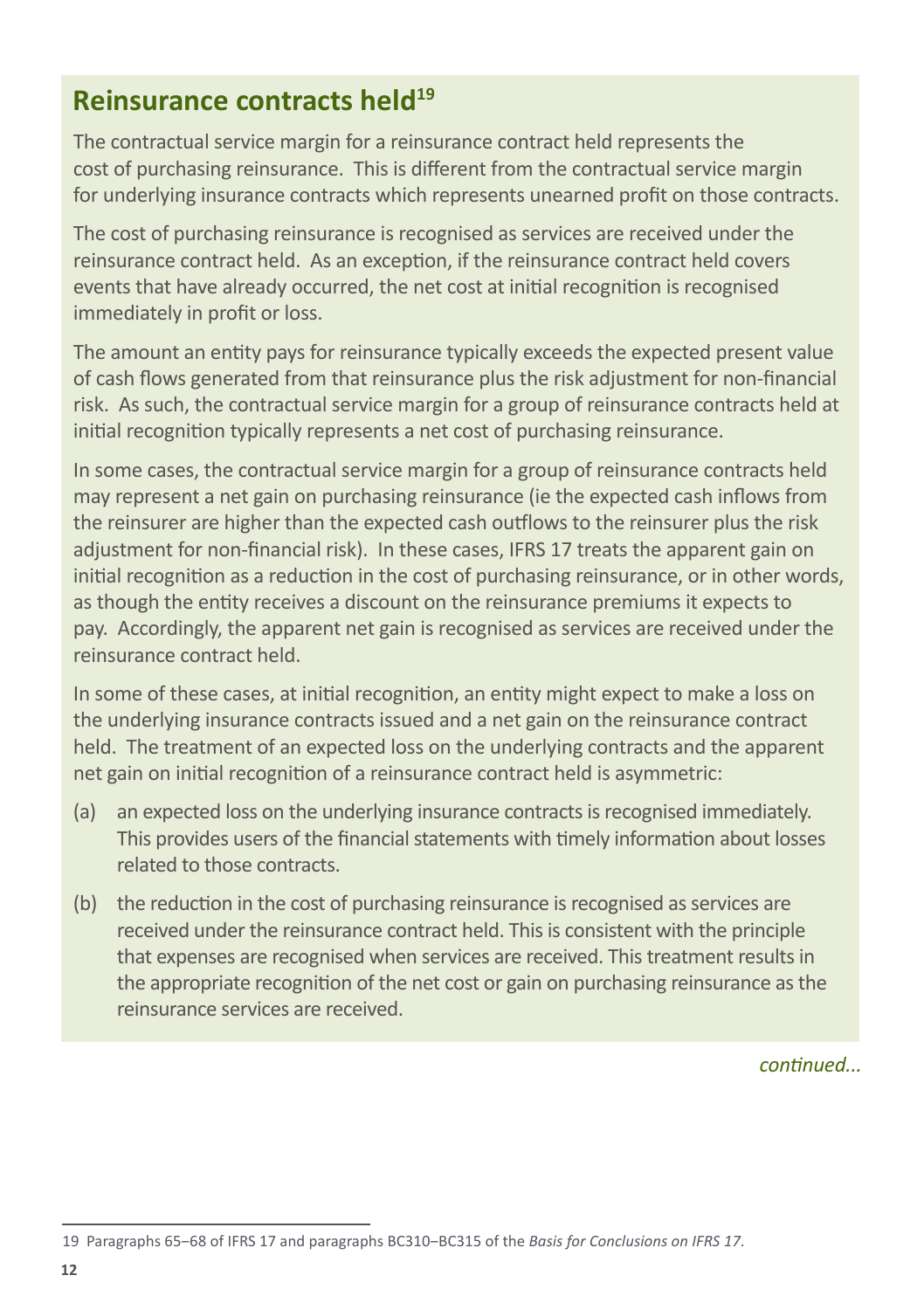## Reinsurance contracts held[19]

The contractual service margin for a reinsurance contract held represents the cost of purchasing reinsurance. This is different from the contractual service margin for underlying insurance contracts which represents unearned profit on those contracts.

The cost of purchasing reinsurance is recognised as services are received under the reinsurance contract held. As an exception, if the reinsurance contract held covers events that have already occurred, the net cost at initial recognition is recognised immediately in profit or loss.

The amount an entity pays for reinsurance typically exceeds the expected present value of cash flows generated from that reinsurance plus the risk adjustment for non-financial risk. As such, the contractual service margin for a group of reinsurance contracts held at initial recognition typically represents a net cost of purchasing reinsurance.

In some cases, the contractual service margin for a group of reinsurance contracts held may represent a net gain on purchasing reinsurance (ie the expected cash inflows from the reinsurer are higher than the expected cash outflows to the reinsurer plus the risk adjustment for non-financial risk). In these cases, IFRS 17 treats the apparent gain on initial recognition as a reduction in the cost of purchasing reinsurance, or in other words, as though the entity receives a discount on the reinsurance premiums it expects to pay. Accordingly, the apparent net gain is recognised as services are received under the reinsurance contract held.

In some of these cases, at initial recognition, an entity might expect to make a loss on the underlying insurance contracts issued and a net gain on the reinsurance contract held. The treatment of an expected loss on the underlying contracts and the apparent net gain on initial recognition of a reinsurance contract held is asymmetric:

(a) an expected loss on the underlying insurance contracts is recognised immediately. This provides users of the financial statements with timely information about losses related to those contracts.

(b) the reduction in the cost of purchasing reinsurance is recognised as services are received under the reinsurance contract held. This is consistent with the principle that expenses are recognised when services are received. This treatment results in the appropriate recognition of the net cost or gain on purchasing reinsurance as the reinsurance services are received.

*continued...*

19 Paragraphs 65–68 of IFRS 17 and paragraphs BC310–BC315 of the *Basis for Conclusions on IFRS 17*.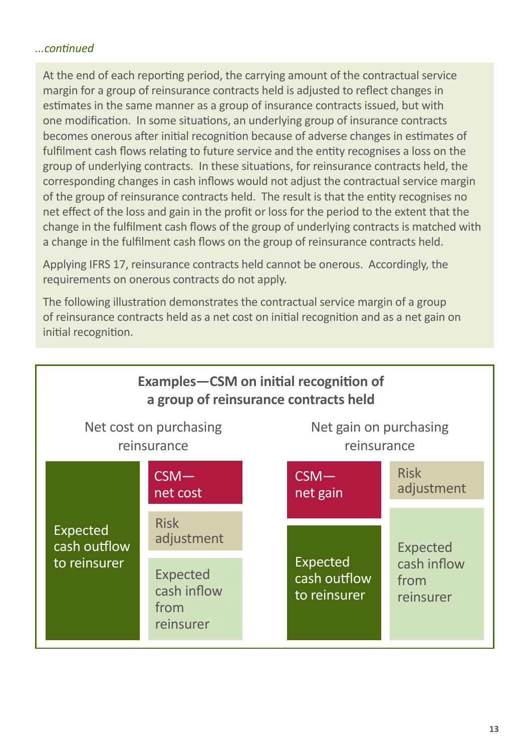*...continued*

At the end of each reporting period, the carrying amount of the contractual service margin for a group of reinsurance contracts held is adjusted to reflect changes in estimates in the same manner as a group of insurance contracts issued, but with one modification. In some situations, an underlying group of insurance contracts becomes onerous after initial recognition because of adverse changes in estimates of fulfilment cash flows relating to future service and the entity recognises a loss on the group of underlying contracts. In these situations, for reinsurance contracts held, the corresponding changes in cash inflows would not adjust the contractual service margin of the group of reinsurance contracts held. The result is that the entity recognises no net effect of the loss and gain in the profit or loss for the period to the extent that the change in the fulfilment cash flows of the group of underlying contracts is matched with a change in the fulfilment cash flows on the group of reinsurance contracts held.

Applying IFRS 17, reinsurance contracts held cannot be onerous. Accordingly, the requirements on onerous contracts do not apply.

The following illustration demonstrates the contractual service margin of a group of reinsurance contracts held as a net cost on initial recognition and as a net gain on initial recognition.

**Examples—CSM on initial recognition of a group of reinsurance contracts held**

Net cost on purchasing reinsurance

| Expected cash outflow to reinsurer | CSM—net cost |
|---|---|
| | Risk adjustment |
| | Expected cash inflow from reinsurer |

Net gain on purchasing reinsurance

| CSM—net gain | Risk adjustment |
|---|---|
| Expected cash outflow to reinsurer | Expected cash inflow from reinsurer |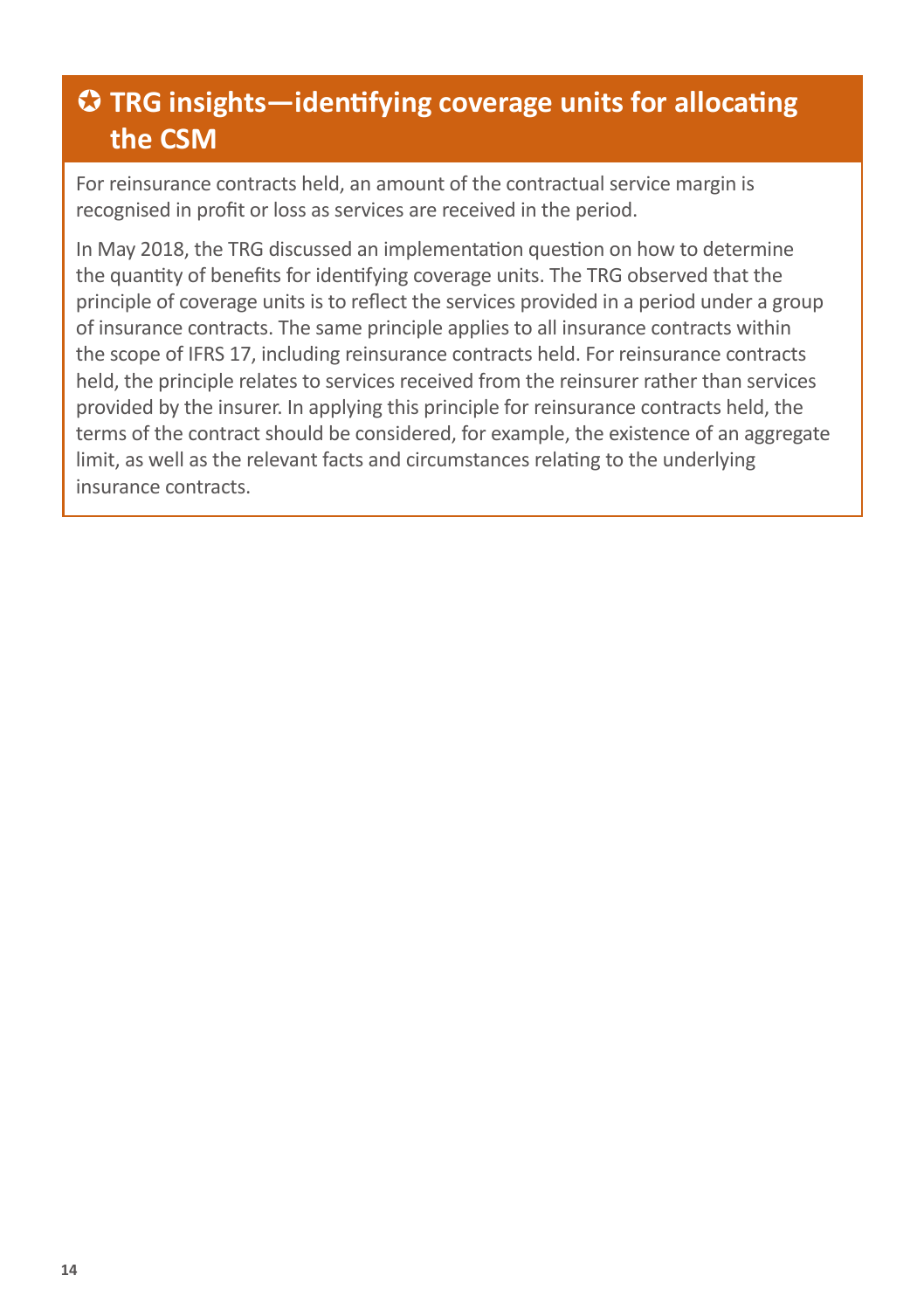## ✪ TRG insights—identifying coverage units for allocating the CSM

For reinsurance contracts held, an amount of the contractual service margin is recognised in profit or loss as services are received in the period.

In May 2018, the TRG discussed an implementation question on how to determine the quantity of benefits for identifying coverage units. The TRG observed that the principle of coverage units is to reflect the services provided in a period under a group of insurance contracts. The same principle applies to all insurance contracts within the scope of IFRS 17, including reinsurance contracts held. For reinsurance contracts held, the principle relates to services received from the reinsurer rather than services provided by the insurer. In applying this principle for reinsurance contracts held, the terms of the contract should be considered, for example, the existence of an aggregate limit, as well as the relevant facts and circumstances relating to the underlying insurance contracts.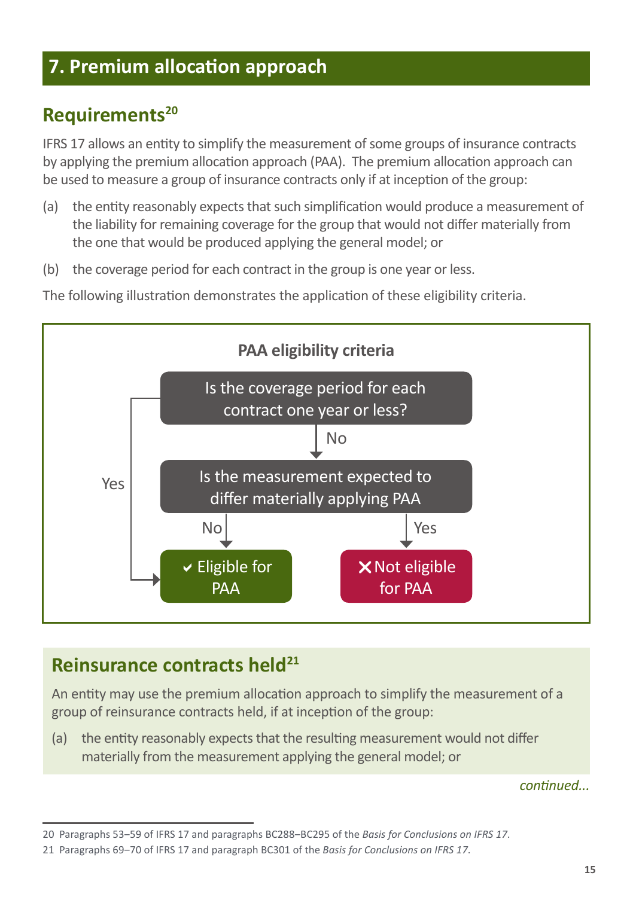## 7. Premium allocation approach

### Requirements[20]

IFRS 17 allows an entity to simplify the measurement of some groups of insurance contracts by applying the premium allocation approach (PAA). The premium allocation approach can be used to measure a group of insurance contracts only if at inception of the group:

(a) the entity reasonably expects that such simplification would produce a measurement of the liability for remaining coverage for the group that would not differ materially from the one that would be produced applying the general model; or

(b) the coverage period for each contract in the group is one year or less.

The following illustration demonstrates the application of these eligibility criteria.

**PAA eligibility criteria**

Is the coverage period for each contract one year or less?
- Yes → ✔ Eligible for PAA
- No → Is the measurement expected to differ materially applying PAA
  - No → ✔ Eligible for PAA
  - Yes → ✘ Not eligible for PAA

### Reinsurance contracts held[21]

An entity may use the premium allocation approach to simplify the measurement of a group of reinsurance contracts held, if at inception of the group:

(a) the entity reasonably expects that the resulting measurement would not differ materially from the measurement applying the general model; or

*continued...*

20 Paragraphs 53–59 of IFRS 17 and paragraphs BC288–BC295 of the *Basis for Conclusions on IFRS 17*.

21 Paragraphs 69–70 of IFRS 17 and paragraph BC301 of the *Basis for Conclusions on IFRS 17*.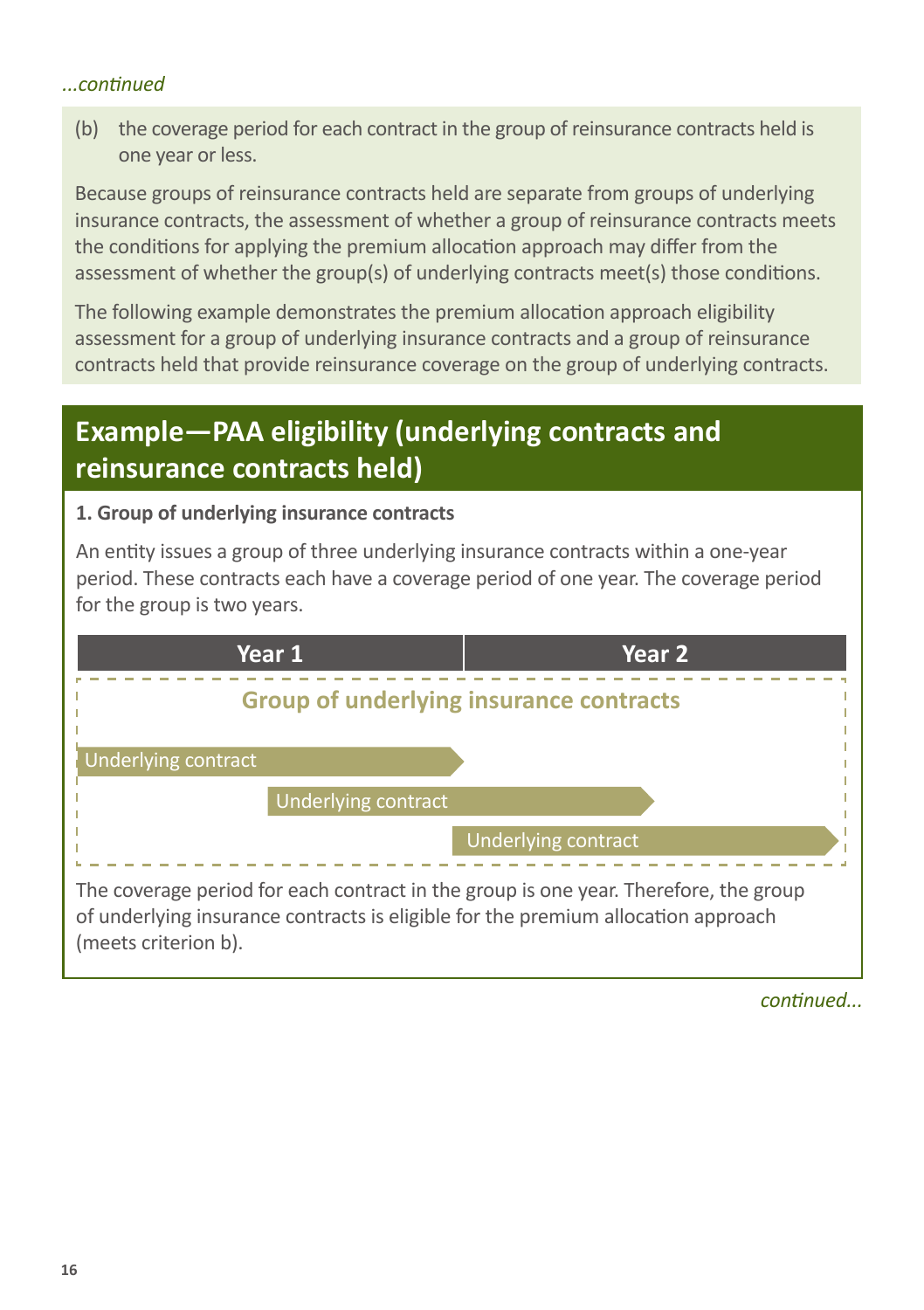*...continued*

(b) the coverage period for each contract in the group of reinsurance contracts held is one year or less.

Because groups of reinsurance contracts held are separate from groups of underlying insurance contracts, the assessment of whether a group of reinsurance contracts meets the conditions for applying the premium allocation approach may differ from the assessment of whether the group(s) of underlying contracts meet(s) those conditions.

The following example demonstrates the premium allocation approach eligibility assessment for a group of underlying insurance contracts and a group of reinsurance contracts held that provide reinsurance coverage on the group of underlying contracts.

## Example—PAA eligibility (underlying contracts and reinsurance contracts held)

**1. Group of underlying insurance contracts**

An entity issues a group of three underlying insurance contracts within a one-year period. These contracts each have a coverage period of one year. The coverage period for the group is two years.

| Year 1 | Year 2 |
|---|---|

Group of underlying insurance contracts

Underlying contract

Underlying contract

Underlying contract

The coverage period for each contract in the group is one year. Therefore, the group of underlying insurance contracts is eligible for the premium allocation approach (meets criterion b).

*continued...*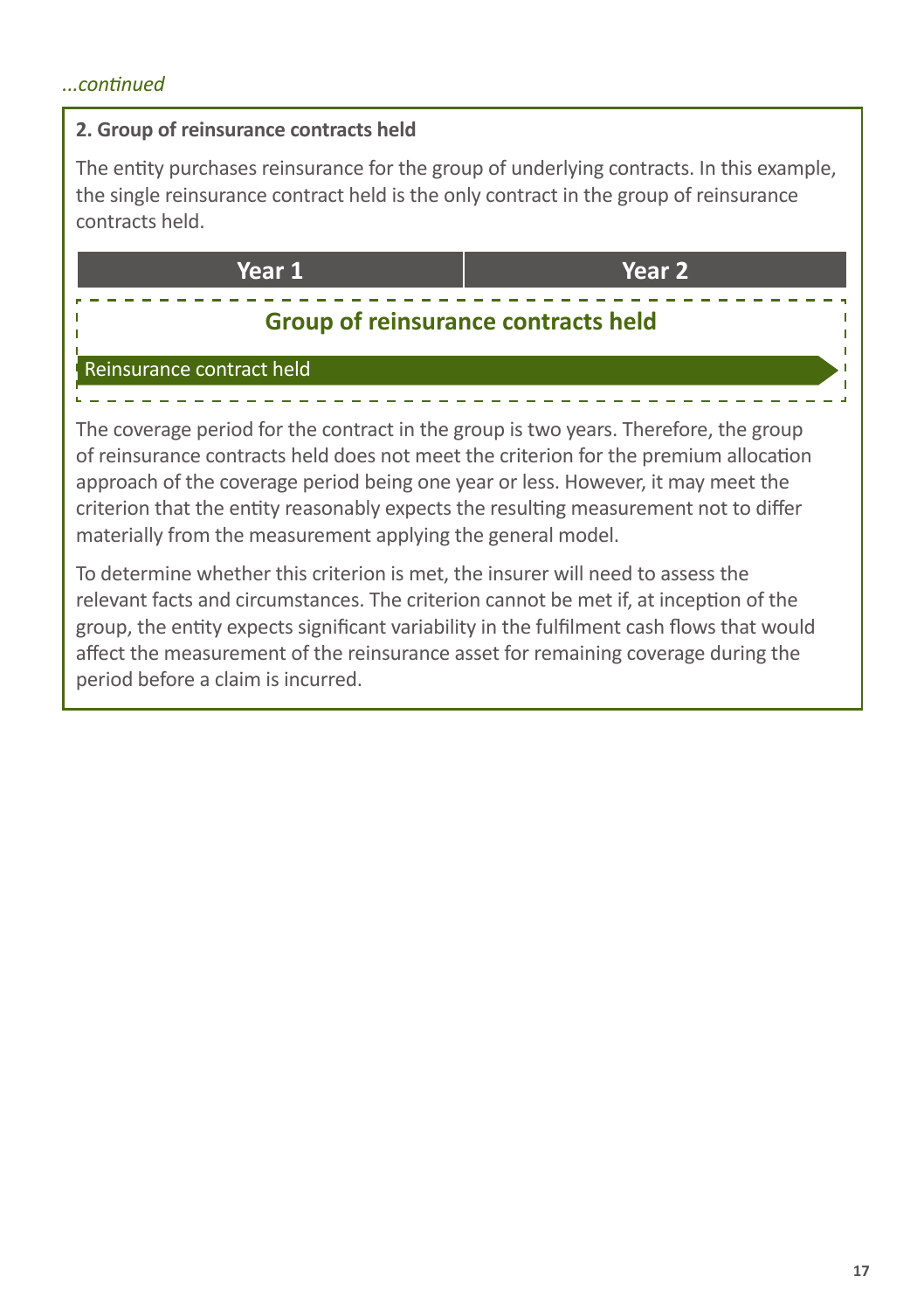*...continued*

**2. Group of reinsurance contracts held**

The entity purchases reinsurance for the group of underlying contracts. In this example, the single reinsurance contract held is the only contract in the group of reinsurance contracts held.

| Year 1 | Year 2 |
|---|---|
| **Group of reinsurance contracts held** | |
| Reinsurance contract held → | |

The coverage period for the contract in the group is two years. Therefore, the group of reinsurance contracts held does not meet the criterion for the premium allocation approach of the coverage period being one year or less. However, it may meet the criterion that the entity reasonably expects the resulting measurement not to differ materially from the measurement applying the general model.

To determine whether this criterion is met, the insurer will need to assess the relevant facts and circumstances. The criterion cannot be met if, at inception of the group, the entity expects significant variability in the fulfilment cash flows that would affect the measurement of the reinsurance asset for remaining coverage during the period before a claim is incurred.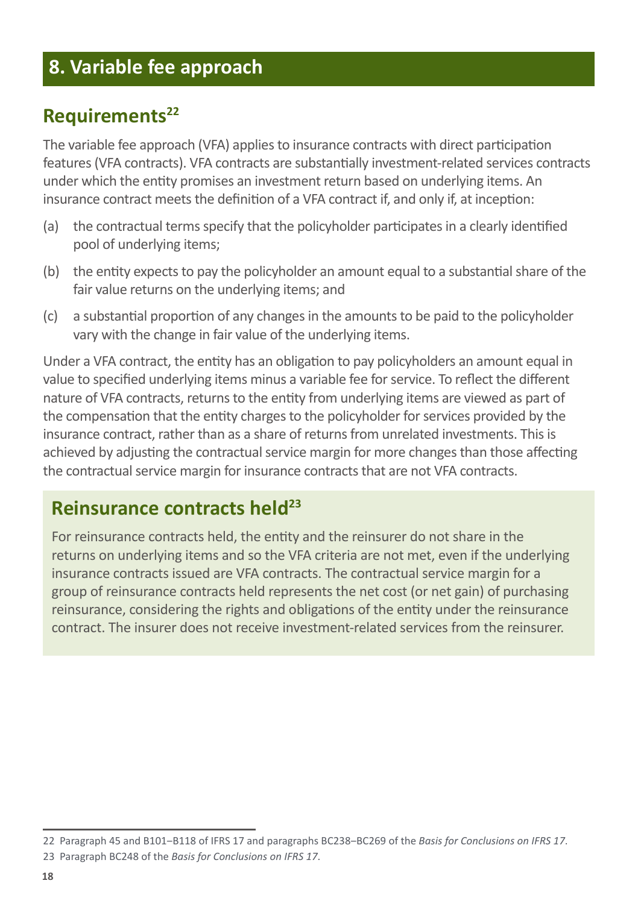## 8. Variable fee approach

### Requirements[22]

The variable fee approach (VFA) applies to insurance contracts with direct participation features (VFA contracts). VFA contracts are substantially investment-related services contracts under which the entity promises an investment return based on underlying items. An insurance contract meets the definition of a VFA contract if, and only if, at inception:

(a) the contractual terms specify that the policyholder participates in a clearly identified pool of underlying items;

(b) the entity expects to pay the policyholder an amount equal to a substantial share of the fair value returns on the underlying items; and

(c) a substantial proportion of any changes in the amounts to be paid to the policyholder vary with the change in fair value of the underlying items.

Under a VFA contract, the entity has an obligation to pay policyholders an amount equal in value to specified underlying items minus a variable fee for service. To reflect the different nature of VFA contracts, returns to the entity from underlying items are viewed as part of the compensation that the entity charges to the policyholder for services provided by the insurance contract, rather than as a share of returns from unrelated investments. This is achieved by adjusting the contractual service margin for more changes than those affecting the contractual service margin for insurance contracts that are not VFA contracts.

### Reinsurance contracts held[23]

For reinsurance contracts held, the entity and the reinsurer do not share in the returns on underlying items and so the VFA criteria are not met, even if the underlying insurance contracts issued are VFA contracts. The contractual service margin for a group of reinsurance contracts held represents the net cost (or net gain) of purchasing reinsurance, considering the rights and obligations of the entity under the reinsurance contract. The insurer does not receive investment-related services from the reinsurer.

---

22 Paragraph 45 and B101–B118 of IFRS 17 and paragraphs BC238–BC269 of the *Basis for Conclusions on IFRS 17*.

23 Paragraph BC248 of the *Basis for Conclusions on IFRS 17*.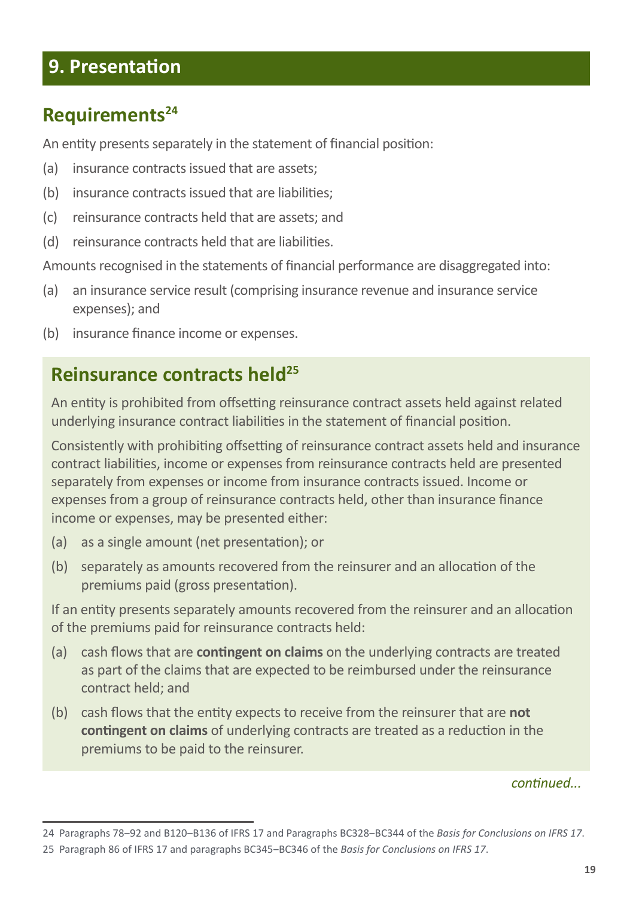# 9. Presentation

## Requirements[24]

An entity presents separately in the statement of financial position:

(a) insurance contracts issued that are assets;

(b) insurance contracts issued that are liabilities;

(c) reinsurance contracts held that are assets; and

(d) reinsurance contracts held that are liabilities.

Amounts recognised in the statements of financial performance are disaggregated into:

(a) an insurance service result (comprising insurance revenue and insurance service expenses); and

(b) insurance finance income or expenses.

## Reinsurance contracts held[25]

An entity is prohibited from offsetting reinsurance contract assets held against related underlying insurance contract liabilities in the statement of financial position.

Consistently with prohibiting offsetting of reinsurance contract assets held and insurance contract liabilities, income or expenses from reinsurance contracts held are presented separately from expenses or income from insurance contracts issued. Income or expenses from a group of reinsurance contracts held, other than insurance finance income or expenses, may be presented either:

(a) as a single amount (net presentation); or

(b) separately as amounts recovered from the reinsurer and an allocation of the premiums paid (gross presentation).

If an entity presents separately amounts recovered from the reinsurer and an allocation of the premiums paid for reinsurance contracts held:

(a) cash flows that are **contingent on claims** on the underlying contracts are treated as part of the claims that are expected to be reimbursed under the reinsurance contract held; and

(b) cash flows that the entity expects to receive from the reinsurer that are **not contingent on claims** of underlying contracts are treated as a reduction in the premiums to be paid to the reinsurer.

*continued...*

24 Paragraphs 78–92 and B120–B136 of IFRS 17 and Paragraphs BC328–BC344 of the *Basis for Conclusions on IFRS 17*.

25 Paragraph 86 of IFRS 17 and paragraphs BC345–BC346 of the *Basis for Conclusions on IFRS 17*.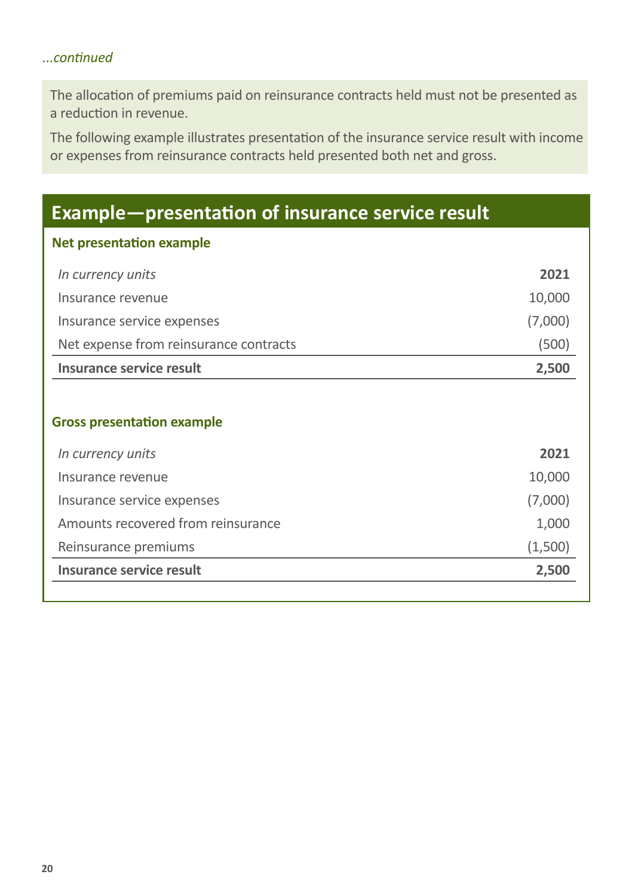*...continued*

The allocation of premiums paid on reinsurance contracts held must not be presented as a reduction in revenue.

The following example illustrates presentation of the insurance service result with income or expenses from reinsurance contracts held presented both net and gross.

## Example—presentation of insurance service result

### Net presentation example

| *In currency units* | **2021** |
|---|---:|
| Insurance revenue | 10,000 |
| Insurance service expenses | (7,000) |
| Net expense from reinsurance contracts | (500) |
| **Insurance service result** | **2,500** |

### Gross presentation example

| *In currency units* | **2021** |
|---|---:|
| Insurance revenue | 10,000 |
| Insurance service expenses | (7,000) |
| Amounts recovered from reinsurance | 1,000 |
| Reinsurance premiums | (1,500) |
| **Insurance service result** | **2,500** |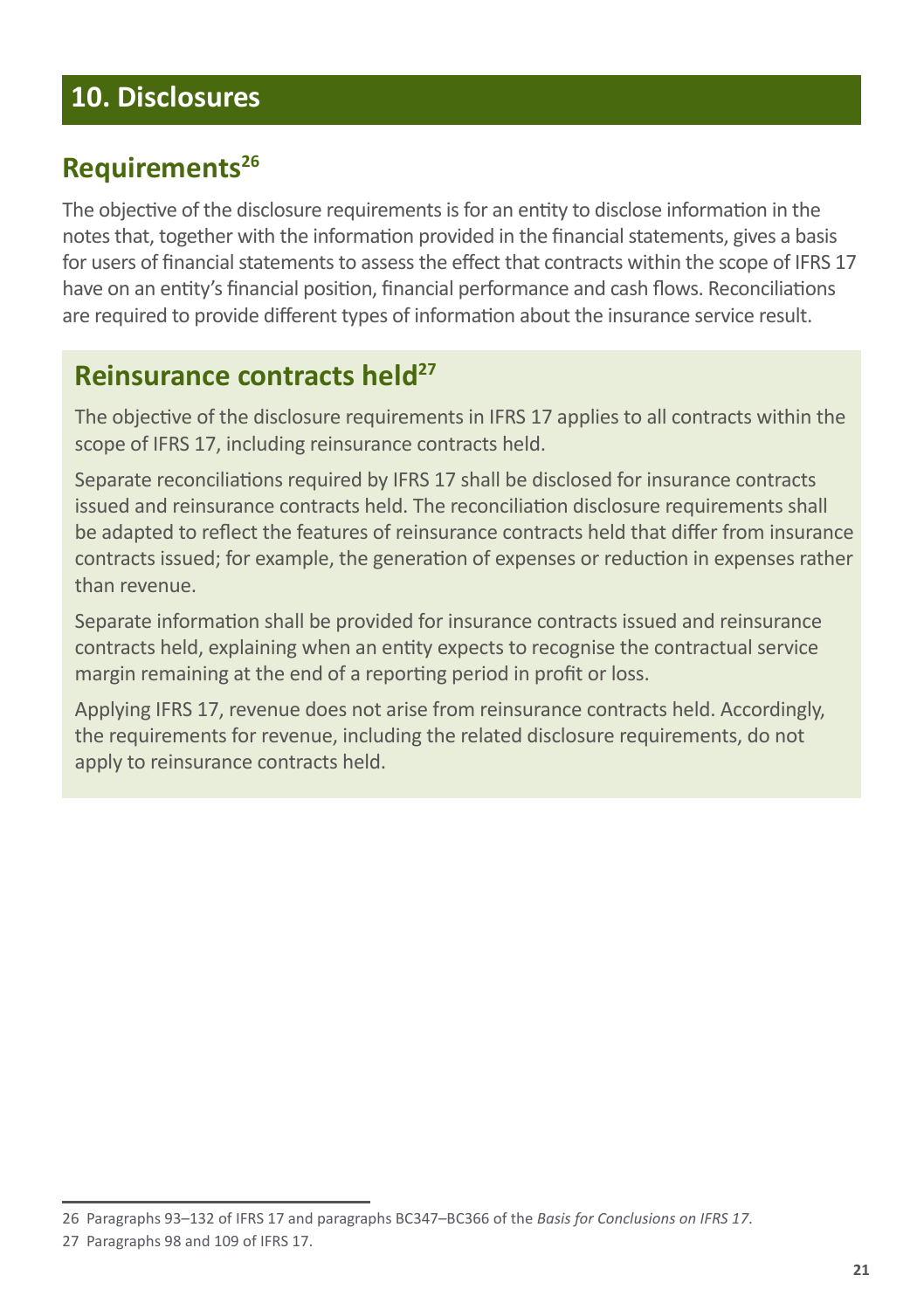# 10. Disclosures

## Requirements[26]

The objective of the disclosure requirements is for an entity to disclose information in the notes that, together with the information provided in the financial statements, gives a basis for users of financial statements to assess the effect that contracts within the scope of IFRS 17 have on an entity's financial position, financial performance and cash flows. Reconciliations are required to provide different types of information about the insurance service result.

## Reinsurance contracts held[27]

The objective of the disclosure requirements in IFRS 17 applies to all contracts within the scope of IFRS 17, including reinsurance contracts held.

Separate reconciliations required by IFRS 17 shall be disclosed for insurance contracts issued and reinsurance contracts held. The reconciliation disclosure requirements shall be adapted to reflect the features of reinsurance contracts held that differ from insurance contracts issued; for example, the generation of expenses or reduction in expenses rather than revenue.

Separate information shall be provided for insurance contracts issued and reinsurance contracts held, explaining when an entity expects to recognise the contractual service margin remaining at the end of a reporting period in profit or loss.

Applying IFRS 17, revenue does not arise from reinsurance contracts held. Accordingly, the requirements for revenue, including the related disclosure requirements, do not apply to reinsurance contracts held.

---

26 Paragraphs 93–132 of IFRS 17 and paragraphs BC347–BC366 of the *Basis for Conclusions on IFRS 17*.

27 Paragraphs 98 and 109 of IFRS 17.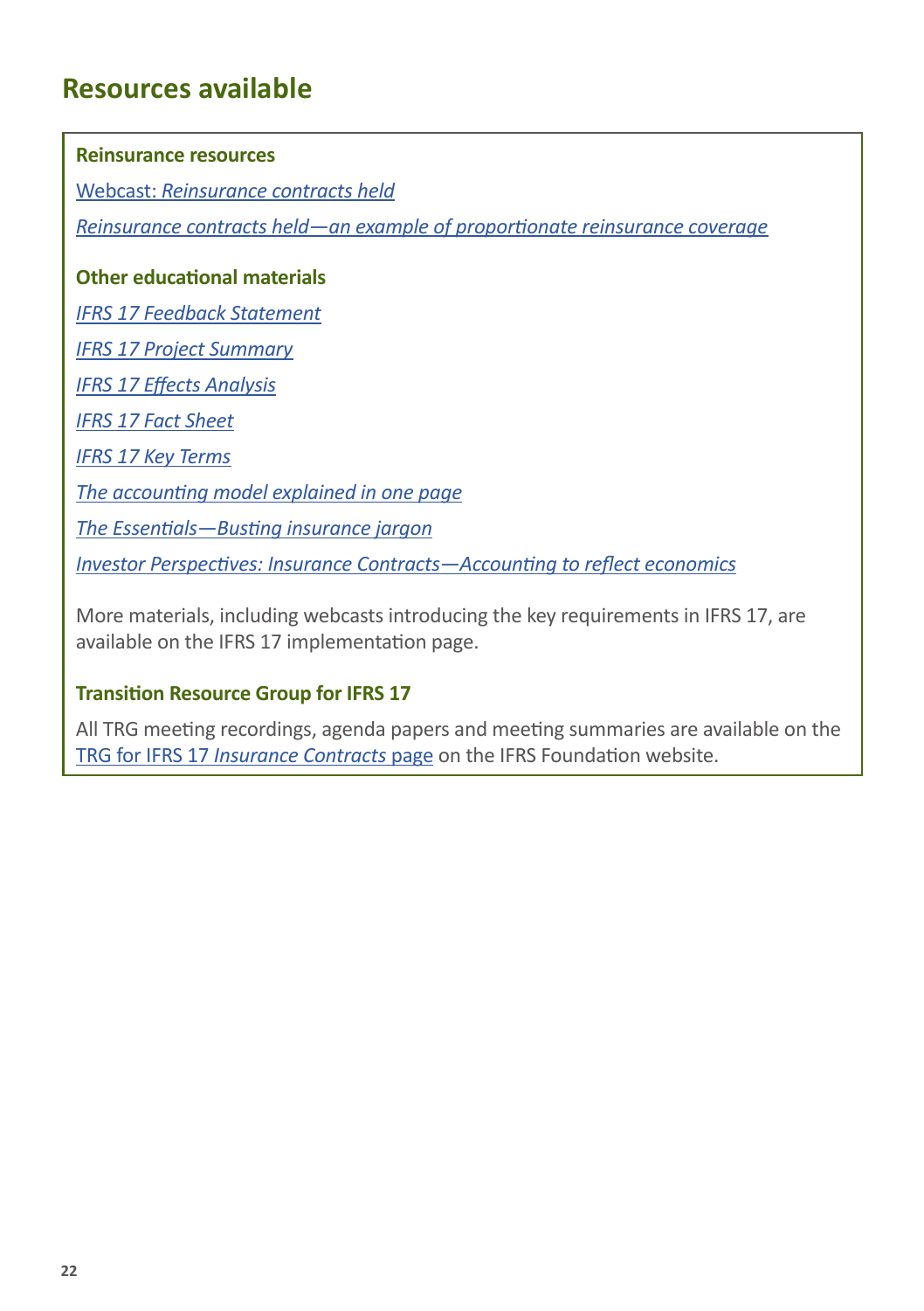## Resources available

**Reinsurance resources**

Webcast: *Reinsurance contracts held*

*Reinsurance contracts held—an example of proportionate reinsurance coverage*

**Other educational materials**

*IFRS 17 Feedback Statement*

*IFRS 17 Project Summary*

*IFRS 17 Effects Analysis*

*IFRS 17 Fact Sheet*

*IFRS 17 Key Terms*

*The accounting model explained in one page*

*The Essentials—Busting insurance jargon*

*Investor Perspectives: Insurance Contracts—Accounting to reflect economics*

More materials, including webcasts introducing the key requirements in IFRS 17, are available on the IFRS 17 implementation page.

**Transition Resource Group for IFRS 17**

All TRG meeting recordings, agenda papers and meeting summaries are available on the TRG for IFRS 17 *Insurance Contracts* page on the IFRS Foundation website.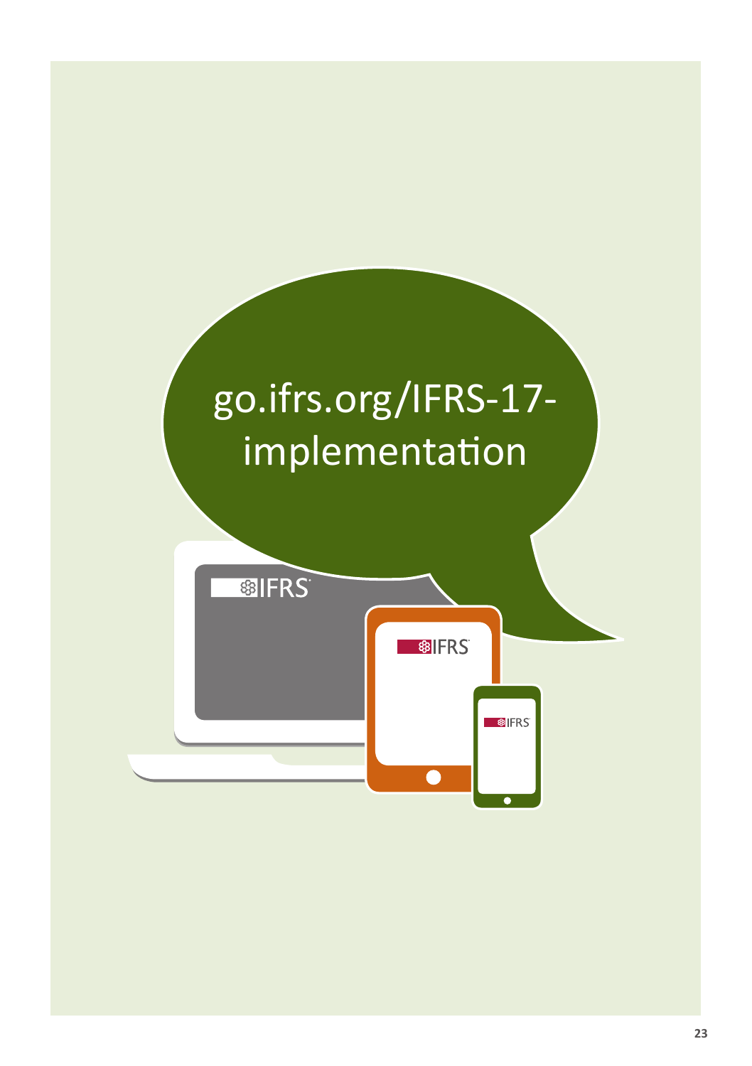go.ifrs.org/IFRS-17-implementation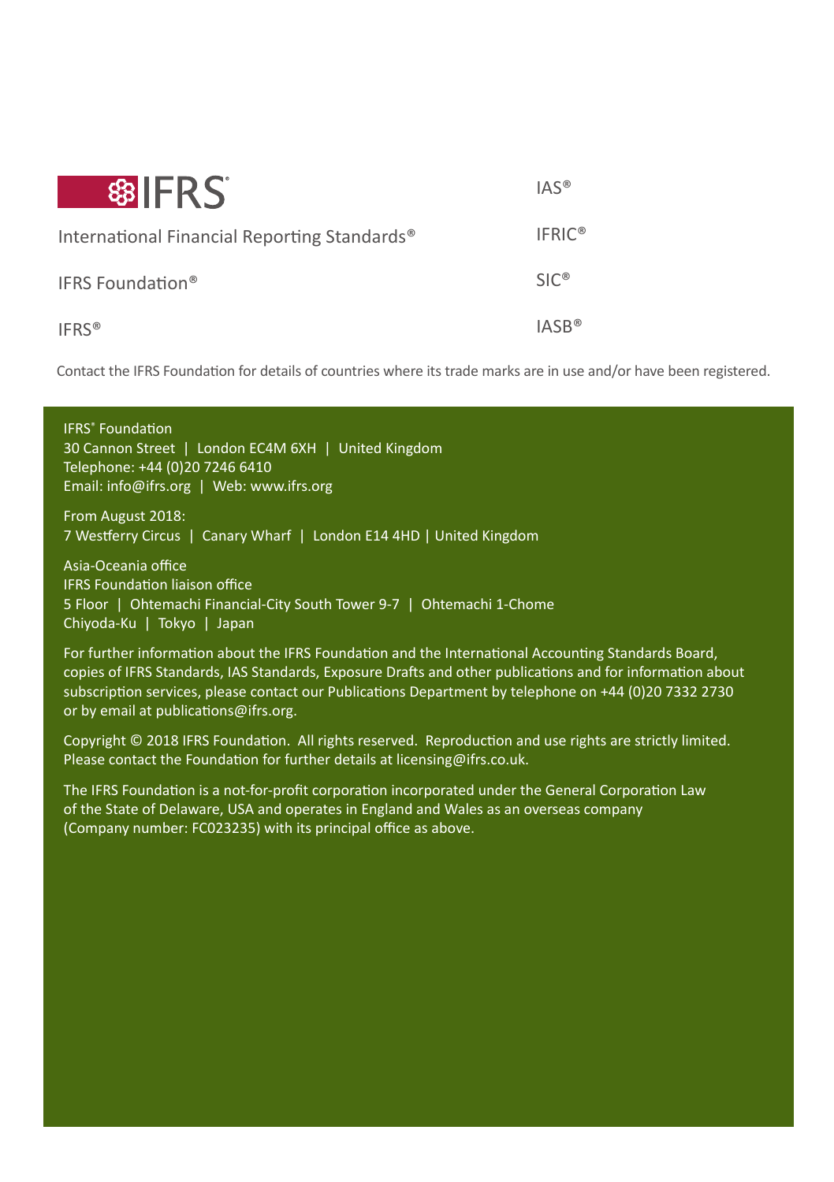IFRS®

International Financial Reporting Standards®

IFRS Foundation®

IFRS®

IAS®

IFRIC®

SIC®

IASB®

Contact the IFRS Foundation for details of countries where its trade marks are in use and/or have been registered.

IFRS® Foundation
30 Cannon Street | London EC4M 6XH | United Kingdom
Telephone: +44 (0)20 7246 6410
Email: info@ifrs.org | Web: www.ifrs.org

From August 2018:
7 Westferry Circus | Canary Wharf | London E14 4HD | United Kingdom

Asia-Oceania office
IFRS Foundation liaison office
5 Floor | Ohtemachi Financial-City South Tower 9-7 | Ohtemachi 1-Chome
Chiyoda-Ku | Tokyo | Japan

For further information about the IFRS Foundation and the International Accounting Standards Board, copies of IFRS Standards, IAS Standards, Exposure Drafts and other publications and for information about subscription services, please contact our Publications Department by telephone on +44 (0)20 7332 2730 or by email at publications@ifrs.org.

Copyright © 2018 IFRS Foundation. All rights reserved. Reproduction and use rights are strictly limited. Please contact the Foundation for further details at licensing@ifrs.co.uk.

The IFRS Foundation is a not-for-profit corporation incorporated under the General Corporation Law of the State of Delaware, USA and operates in England and Wales as an overseas company (Company number: FC023235) with its principal office as above.